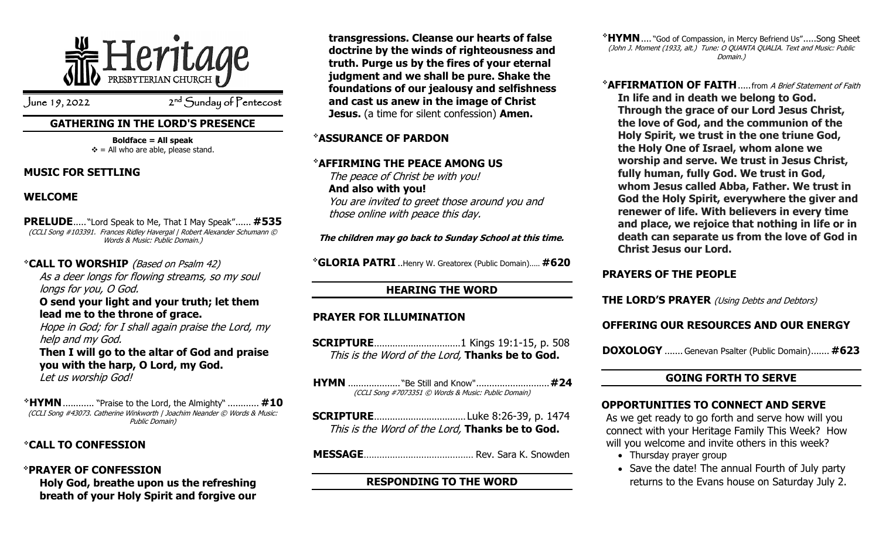# Heritage Presbyterian Church

June 19, 2022 — 2nd Sunday of Pentecost

## GATHERING IN THE LORD'S PRESENCE

**Boldface = All speak**
❖ = All who are able, please stand.

### MUSIC FOR SETTLING

### WELCOME

**PRELUDE**….."Lord Speak to Me, That I May Speak"…… **#535**
*(CCLI Song #103391. Frances Ridley Havergal | Robert Alexander Schumann © Words & Music: Public Domain.)*

### ❖CALL TO WORSHIP *(Based on Psalm 42)*

*As a deer longs for flowing streams, so my soul longs for you, O God.*
**O send your light and your truth; let them lead me to the throne of grace.**
*Hope in God; for I shall again praise the Lord, my help and my God.*
**Then I will go to the altar of God and praise you with the harp, O Lord, my God.**
*Let us worship God!*

**❖HYMN**………… "Praise to the Lord, the Almighty" ………… **#10**
*(CCLI Song #43073. Catherine Winkworth | Joachim Neander © Words & Music: Public Domain)*

### ❖CALL TO CONFESSION

### ❖PRAYER OF CONFESSION

**Holy God, breathe upon us the refreshing breath of your Holy Spirit and forgive our transgressions. Cleanse our hearts of false doctrine by the winds of righteousness and truth. Purge us by the fires of your eternal judgment and we shall be pure. Shake the foundations of our jealousy and selfishness and cast us anew in the image of Christ Jesus.** (a time for silent confession) **Amen.**

### ❖ASSURANCE OF PARDON

### ❖AFFIRMING THE PEACE AMONG US

*The peace of Christ be with you!*
**And also with you!**
*You are invited to greet those around you and those online with peace this day.*

***The children may go back to Sunday School at this time.***

**❖GLORIA PATRI** ..Henry W. Greatorex (Public Domain)….. **#620**

## HEARING THE WORD

### PRAYER FOR ILLUMINATION

**SCRIPTURE**……………………………1 Kings 19:1-15, p. 508
*This is the Word of the Lord,* **Thanks be to God.**

**HYMN** ……………….."Be Still and Know"………………………**#24**
*(CCLI Song #7073351 © Words & Music: Public Domain)*

**SCRIPTURE**………………………………Luke 8:26-39, p. 1474
*This is the Word of the Lord,* **Thanks be to God.**

**MESSAGE**…………………………………… Rev. Sara K. Snowden

## RESPONDING TO THE WORD

**❖HYMN**…. "God of Compassion, in Mercy Befriend Us"…..Song Sheet
*(John J. Moment (1933, alt.) Tune: O QUANTA QUALIA. Text and Music: Public Domain.)*

**❖AFFIRMATION OF FAITH**…..from *A Brief Statement of Faith*

**In life and in death we belong to God. Through the grace of our Lord Jesus Christ, the love of God, and the communion of the Holy Spirit, we trust in the one triune God, the Holy One of Israel, whom alone we worship and serve. We trust in Jesus Christ, fully human, fully God. We trust in God, whom Jesus called Abba, Father. We trust in God the Holy Spirit, everywhere the giver and renewer of life. With believers in every time and place, we rejoice that nothing in life or in death can separate us from the love of God in Christ Jesus our Lord.**

### PRAYERS OF THE PEOPLE

### THE LORD'S PRAYER *(Using Debts and Debtors)*

### OFFERING OUR RESOURCES AND OUR ENERGY

**DOXOLOGY** ……. Genevan Psalter (Public Domain)……. **#623**

## GOING FORTH TO SERVE

### OPPORTUNITIES TO CONNECT AND SERVE

As we get ready to go forth and serve how will you connect with your Heritage Family This Week? How will you welcome and invite others in this week?

- Thursday prayer group
- Save the date! The annual Fourth of July party returns to the Evans house on Saturday July 2.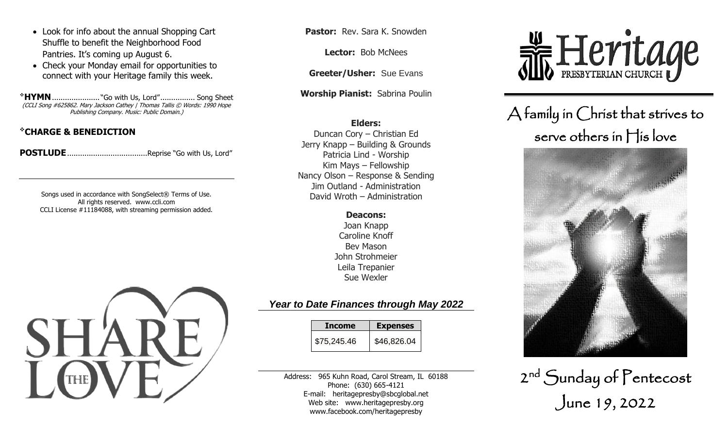- Look for info about the annual Shopping Cart Shuffle to benefit the Neighborhood Food Pantries. It's coming up August 6.
- Check your Monday email for opportunities to connect with your Heritage family this week.

***HYMN** ...................... "Go with Us, Lord" ................ Song Sheet
*(CCLI Song #625862. Mary Jackson Cathey | Thomas Tallis © Words: 1990 Hope Publishing Company. Music: Public Domain.)*

***CHARGE & BENEDICTION**

**POSTLUDE** ..................................... Reprise "Go with Us, Lord"

---

Songs used in accordance with SongSelect® Terms of Use.
All rights reserved. www.ccli.com
CCLI License #11184088, with streaming permission added.

SHARE THE LOVE

**Pastor:** Rev. Sara K. Snowden

**Lector:** Bob McNees

**Greeter/Usher:** Sue Evans

**Worship Pianist:** Sabrina Poulin

**Elders:**
Duncan Cory – Christian Ed
Jerry Knapp – Building & Grounds
Patricia Lind - Worship
Kim Mays – Fellowship
Nancy Olson – Response & Sending
Jim Outland - Administration
David Wroth – Administration

**Deacons:**
Joan Knapp
Caroline Knoff
Bev Mason
John Strohmeier
Leila Trepanier
Sue Wexler

***Year to Date Finances through May 2022***

| Income | Expenses |
|---|---|
| $75,245.46 | $46,826.04 |

---

Address: 965 Kuhn Road, Carol Stream, IL 60188
Phone: (630) 665-4121
E-mail: heritagepresby@sbcglobal.net
Web site: www.heritagepresby.org
www.facebook.com/heritagepresby

# Heritage PRESBYTERIAN CHURCH

## A family in Christ that strives to serve others in His love

## 2nd Sunday of Pentecost
## June 19, 2022